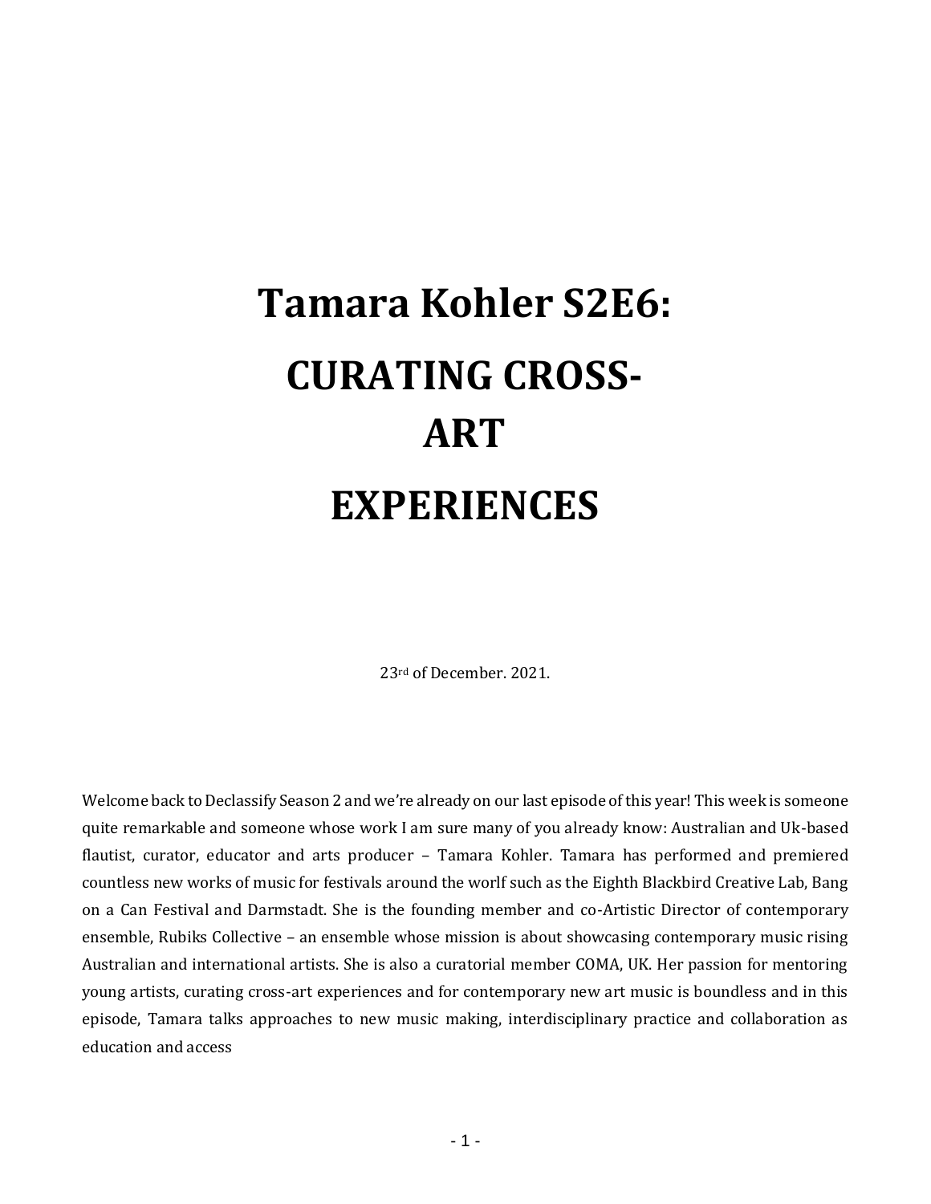# Tamara Kohler S2E6:

# CURATING CROSS-ART EXPERIENCES

23rd of December. 2021.

Welcome back to Declassify Season 2 and we're already on our last episode of this year! This week is someone quite remarkable and someone whose work I am sure many of you already know: Australian and Uk-based flautist, curator, educator and arts producer – Tamara Kohler. Tamara has performed and premiered countless new works of music for festivals around the worlf such as the Eighth Blackbird Creative Lab, Bang on a Can Festival and Darmstadt. She is the founding member and co-Artistic Director of contemporary ensemble, Rubiks Collective – an ensemble whose mission is about showcasing contemporary music rising Australian and international artists. She is also a curatorial member COMA, UK. Her passion for mentoring young artists, curating cross-art experiences and for contemporary new art music is boundless and in this episode, Tamara talks approaches to new music making, interdisciplinary practice and collaboration as education and access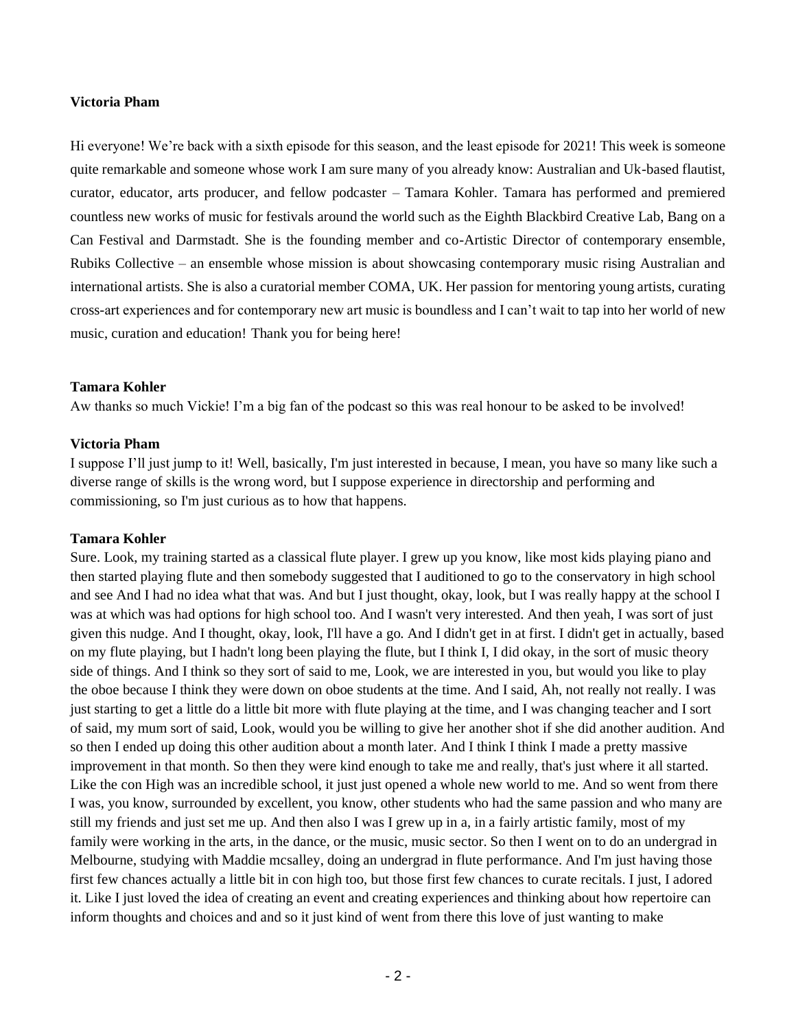**Victoria Pham**

Hi everyone! We're back with a sixth episode for this season, and the least episode for 2021! This week is someone quite remarkable and someone whose work I am sure many of you already know: Australian and Uk-based flautist, curator, educator, arts producer, and fellow podcaster – Tamara Kohler. Tamara has performed and premiered countless new works of music for festivals around the world such as the Eighth Blackbird Creative Lab, Bang on a Can Festival and Darmstadt. She is the founding member and co-Artistic Director of contemporary ensemble, Rubiks Collective – an ensemble whose mission is about showcasing contemporary music rising Australian and international artists. She is also a curatorial member COMA, UK. Her passion for mentoring young artists, curating cross-art experiences and for contemporary new art music is boundless and I can't wait to tap into her world of new music, curation and education! Thank you for being here!

**Tamara Kohler**

Aw thanks so much Vickie! I'm a big fan of the podcast so this was real honour to be asked to be involved!

**Victoria Pham**

I suppose I'll just jump to it! Well, basically, I'm just interested in because, I mean, you have so many like such a diverse range of skills is the wrong word, but I suppose experience in directorship and performing and commissioning, so I'm just curious as to how that happens.

**Tamara Kohler**

Sure. Look, my training started as a classical flute player. I grew up you know, like most kids playing piano and then started playing flute and then somebody suggested that I auditioned to go to the conservatory in high school and see And I had no idea what that was. And but I just thought, okay, look, but I was really happy at the school I was at which was had options for high school too. And I wasn't very interested. And then yeah, I was sort of just given this nudge. And I thought, okay, look, I'll have a go. And I didn't get in at first. I didn't get in actually, based on my flute playing, but I hadn't long been playing the flute, but I think I, I did okay, in the sort of music theory side of things. And I think so they sort of said to me, Look, we are interested in you, but would you like to play the oboe because I think they were down on oboe students at the time. And I said, Ah, not really not really. I was just starting to get a little do a little bit more with flute playing at the time, and I was changing teacher and I sort of said, my mum sort of said, Look, would you be willing to give her another shot if she did another audition. And so then I ended up doing this other audition about a month later. And I think I think I made a pretty massive improvement in that month. So then they were kind enough to take me and really, that's just where it all started. Like the con High was an incredible school, it just just opened a whole new world to me. And so went from there I was, you know, surrounded by excellent, you know, other students who had the same passion and who many are still my friends and just set me up. And then also I was I grew up in a, in a fairly artistic family, most of my family were working in the arts, in the dance, or the music, music sector. So then I went on to do an undergrad in Melbourne, studying with Maddie mcsalley, doing an undergrad in flute performance. And I'm just having those first few chances actually a little bit in con high too, but those first few chances to curate recitals. I just, I adored it. Like I just loved the idea of creating an event and creating experiences and thinking about how repertoire can inform thoughts and choices and and so it just kind of went from there this love of just wanting to make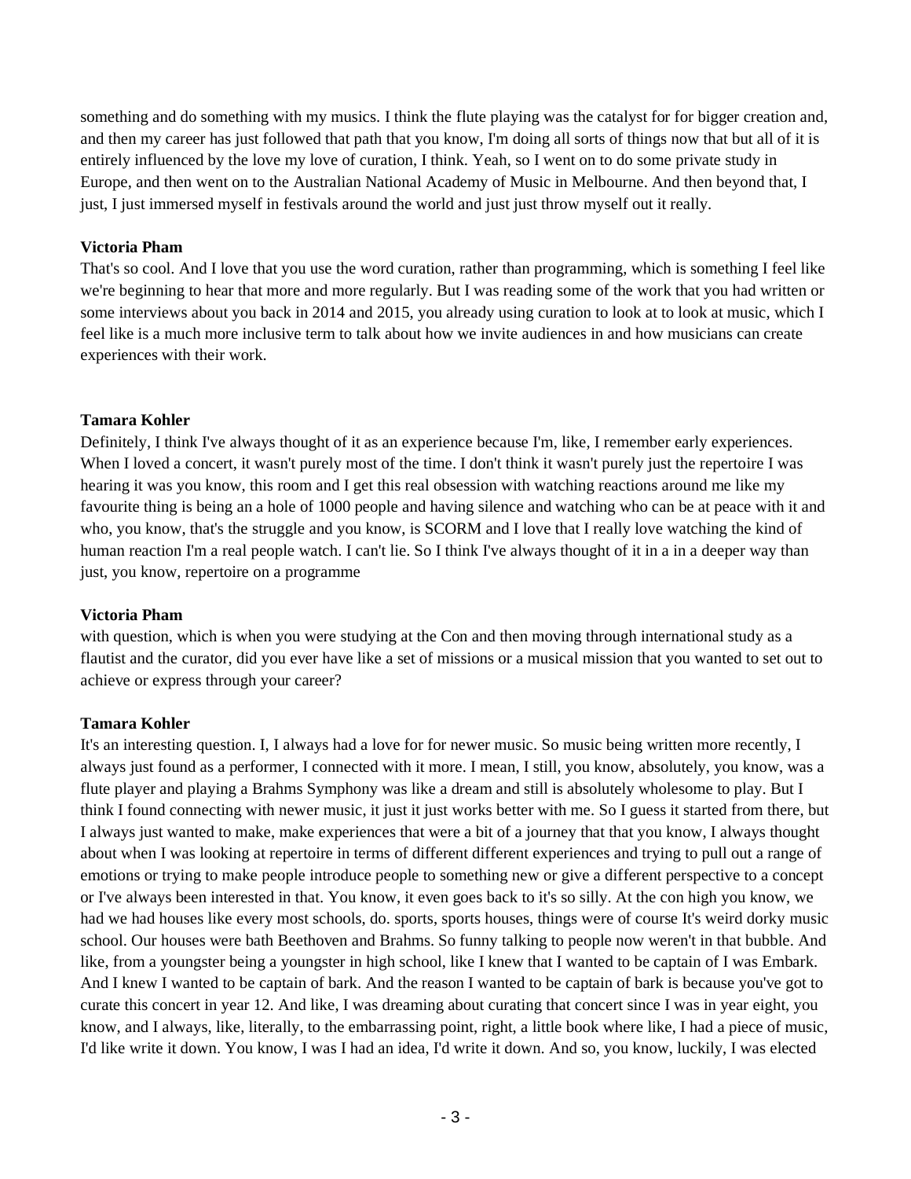something and do something with my musics. I think the flute playing was the catalyst for for bigger creation and, and then my career has just followed that path that you know, I'm doing all sorts of things now that but all of it is entirely influenced by the love my love of curation, I think. Yeah, so I went on to do some private study in Europe, and then went on to the Australian National Academy of Music in Melbourne. And then beyond that, I just, I just immersed myself in festivals around the world and just just throw myself out it really.

**Victoria Pham**
That's so cool. And I love that you use the word curation, rather than programming, which is something I feel like we're beginning to hear that more and more regularly. But I was reading some of the work that you had written or some interviews about you back in 2014 and 2015, you already using curation to look at to look at music, which I feel like is a much more inclusive term to talk about how we invite audiences in and how musicians can create experiences with their work.

**Tamara Kohler**
Definitely, I think I've always thought of it as an experience because I'm, like, I remember early experiences. When I loved a concert, it wasn't purely most of the time. I don't think it wasn't purely just the repertoire I was hearing it was you know, this room and I get this real obsession with watching reactions around me like my favourite thing is being an a hole of 1000 people and having silence and watching who can be at peace with it and who, you know, that's the struggle and you know, is SCORM and I love that I really love watching the kind of human reaction I'm a real people watch. I can't lie. So I think I've always thought of it in a in a deeper way than just, you know, repertoire on a programme

**Victoria Pham**
with question, which is when you were studying at the Con and then moving through international study as a flautist and the curator, did you ever have like a set of missions or a musical mission that you wanted to set out to achieve or express through your career?

**Tamara Kohler**
It's an interesting question. I, I always had a love for for newer music. So music being written more recently, I always just found as a performer, I connected with it more. I mean, I still, you know, absolutely, you know, was a flute player and playing a Brahms Symphony was like a dream and still is absolutely wholesome to play. But I think I found connecting with newer music, it just it just works better with me. So I guess it started from there, but I always just wanted to make, make experiences that were a bit of a journey that that you know, I always thought about when I was looking at repertoire in terms of different different experiences and trying to pull out a range of emotions or trying to make people introduce people to something new or give a different perspective to a concept or I've always been interested in that. You know, it even goes back to it's so silly. At the con high you know, we had we had houses like every most schools, do. sports, sports houses, things were of course It's weird dorky music school. Our houses were bath Beethoven and Brahms. So funny talking to people now weren't in that bubble. And like, from a youngster being a youngster in high school, like I knew that I wanted to be captain of I was Embark. And I knew I wanted to be captain of bark. And the reason I wanted to be captain of bark is because you've got to curate this concert in year 12. And like, I was dreaming about curating that concert since I was in year eight, you know, and I always, like, literally, to the embarrassing point, right, a little book where like, I had a piece of music, I'd like write it down. You know, I was I had an idea, I'd write it down. And so, you know, luckily, I was elected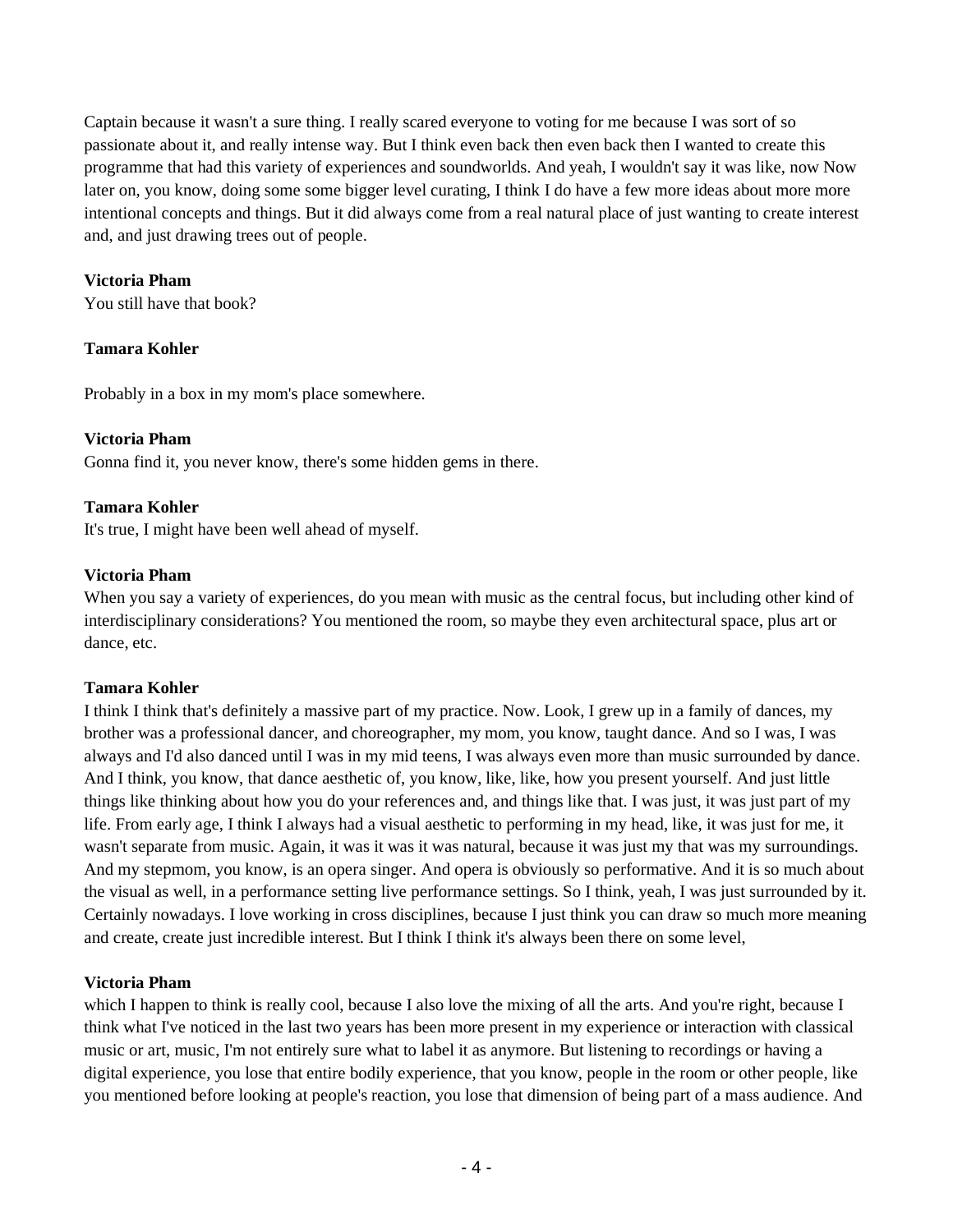Captain because it wasn't a sure thing. I really scared everyone to voting for me because I was sort of so passionate about it, and really intense way. But I think even back then even back then I wanted to create this programme that had this variety of experiences and soundworlds. And yeah, I wouldn't say it was like, now Now later on, you know, doing some some bigger level curating, I think I do have a few more ideas about more more intentional concepts and things. But it did always come from a real natural place of just wanting to create interest and, and just drawing trees out of people.

**Victoria Pham**
You still have that book?

**Tamara Kohler**

Probably in a box in my mom's place somewhere.

**Victoria Pham**
Gonna find it, you never know, there's some hidden gems in there.

**Tamara Kohler**
It's true, I might have been well ahead of myself.

**Victoria Pham**
When you say a variety of experiences, do you mean with music as the central focus, but including other kind of interdisciplinary considerations? You mentioned the room, so maybe they even architectural space, plus art or dance, etc.

**Tamara Kohler**
I think I think that's definitely a massive part of my practice. Now. Look, I grew up in a family of dances, my brother was a professional dancer, and choreographer, my mom, you know, taught dance. And so I was, I was always and I'd also danced until I was in my mid teens, I was always even more than music surrounded by dance. And I think, you know, that dance aesthetic of, you know, like, like, how you present yourself. And just little things like thinking about how you do your references and, and things like that. I was just, it was just part of my life. From early age, I think I always had a visual aesthetic to performing in my head, like, it was just for me, it wasn't separate from music. Again, it was it was it was natural, because it was just my that was my surroundings. And my stepmom, you know, is an opera singer. And opera is obviously so performative. And it is so much about the visual as well, in a performance setting live performance settings. So I think, yeah, I was just surrounded by it. Certainly nowadays. I love working in cross disciplines, because I just think you can draw so much more meaning and create, create just incredible interest. But I think I think it's always been there on some level,

**Victoria Pham**
which I happen to think is really cool, because I also love the mixing of all the arts. And you're right, because I think what I've noticed in the last two years has been more present in my experience or interaction with classical music or art, music, I'm not entirely sure what to label it as anymore. But listening to recordings or having a digital experience, you lose that entire bodily experience, that you know, people in the room or other people, like you mentioned before looking at people's reaction, you lose that dimension of being part of a mass audience. And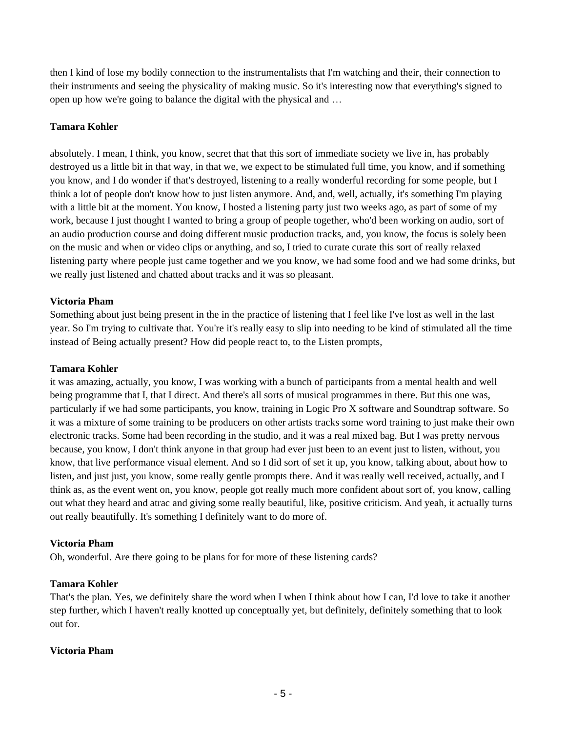then I kind of lose my bodily connection to the instrumentalists that I'm watching and their, their connection to their instruments and seeing the physicality of making music. So it's interesting now that everything's signed to open up how we're going to balance the digital with the physical and …

**Tamara Kohler**

absolutely. I mean, I think, you know, secret that that this sort of immediate society we live in, has probably destroyed us a little bit in that way, in that we, we expect to be stimulated full time, you know, and if something you know, and I do wonder if that's destroyed, listening to a really wonderful recording for some people, but I think a lot of people don't know how to just listen anymore. And, and, well, actually, it's something I'm playing with a little bit at the moment. You know, I hosted a listening party just two weeks ago, as part of some of my work, because I just thought I wanted to bring a group of people together, who'd been working on audio, sort of an audio production course and doing different music production tracks, and, you know, the focus is solely been on the music and when or video clips or anything, and so, I tried to curate curate this sort of really relaxed listening party where people just came together and we you know, we had some food and we had some drinks, but we really just listened and chatted about tracks and it was so pleasant.

**Victoria Pham**
Something about just being present in the in the practice of listening that I feel like I've lost as well in the last year. So I'm trying to cultivate that. You're it's really easy to slip into needing to be kind of stimulated all the time instead of Being actually present? How did people react to, to the Listen prompts,

**Tamara Kohler**
it was amazing, actually, you know, I was working with a bunch of participants from a mental health and well being programme that I, that I direct. And there's all sorts of musical programmes in there. But this one was, particularly if we had some participants, you know, training in Logic Pro X software and Soundtrap software. So it was a mixture of some training to be producers on other artists tracks some word training to just make their own electronic tracks. Some had been recording in the studio, and it was a real mixed bag. But I was pretty nervous because, you know, I don't think anyone in that group had ever just been to an event just to listen, without, you know, that live performance visual element. And so I did sort of set it up, you know, talking about, about how to listen, and just just, you know, some really gentle prompts there. And it was really well received, actually, and I think as, as the event went on, you know, people got really much more confident about sort of, you know, calling out what they heard and atrac and giving some really beautiful, like, positive criticism. And yeah, it actually turns out really beautifully. It's something I definitely want to do more of.

**Victoria Pham**
Oh, wonderful. Are there going to be plans for for more of these listening cards?

**Tamara Kohler**
That's the plan. Yes, we definitely share the word when I when I think about how I can, I'd love to take it another step further, which I haven't really knotted up conceptually yet, but definitely, definitely something that to look out for.

**Victoria Pham**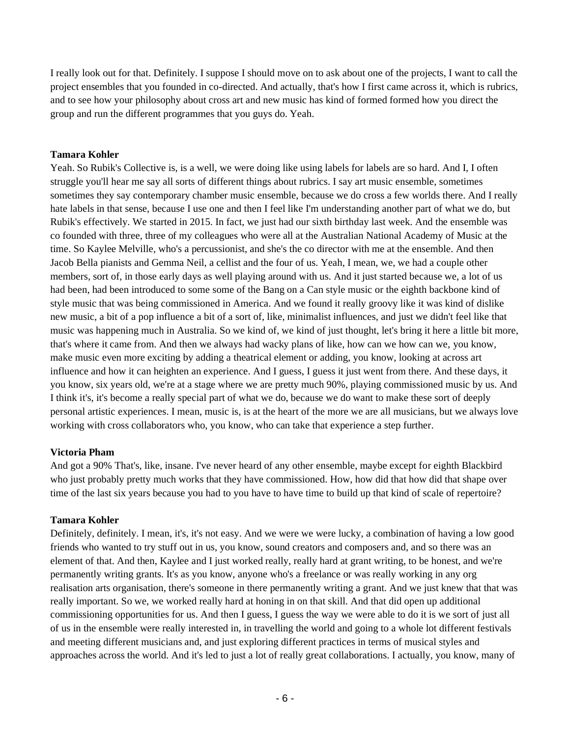I really look out for that. Definitely. I suppose I should move on to ask about one of the projects, I want to call the project ensembles that you founded in co-directed. And actually, that's how I first came across it, which is rubrics, and to see how your philosophy about cross art and new music has kind of formed formed how you direct the group and run the different programmes that you guys do. Yeah.

**Tamara Kohler**

Yeah. So Rubik's Collective is, is a well, we were doing like using labels for labels are so hard. And I, I often struggle you'll hear me say all sorts of different things about rubrics. I say art music ensemble, sometimes sometimes they say contemporary chamber music ensemble, because we do cross a few worlds there. And I really hate labels in that sense, because I use one and then I feel like I'm understanding another part of what we do, but Rubik's effectively. We started in 2015. In fact, we just had our sixth birthday last week. And the ensemble was co founded with three, three of my colleagues who were all at the Australian National Academy of Music at the time. So Kaylee Melville, who's a percussionist, and she's the co director with me at the ensemble. And then Jacob Bella pianists and Gemma Neil, a cellist and the four of us. Yeah, I mean, we, we had a couple other members, sort of, in those early days as well playing around with us. And it just started because we, a lot of us had been, had been introduced to some some of the Bang on a Can style music or the eighth backbone kind of style music that was being commissioned in America. And we found it really groovy like it was kind of dislike new music, a bit of a pop influence a bit of a sort of, like, minimalist influences, and just we didn't feel like that music was happening much in Australia. So we kind of, we kind of just thought, let's bring it here a little bit more, that's where it came from. And then we always had wacky plans of like, how can we how can we, you know, make music even more exciting by adding a theatrical element or adding, you know, looking at across art influence and how it can heighten an experience. And I guess, I guess it just went from there. And these days, it you know, six years old, we're at a stage where we are pretty much 90%, playing commissioned music by us. And I think it's, it's become a really special part of what we do, because we do want to make these sort of deeply personal artistic experiences. I mean, music is, is at the heart of the more we are all musicians, but we always love working with cross collaborators who, you know, who can take that experience a step further.

**Victoria Pham**

And got a 90% That's, like, insane. I've never heard of any other ensemble, maybe except for eighth Blackbird who just probably pretty much works that they have commissioned. How, how did that how did that shape over time of the last six years because you had to you have to have time to build up that kind of scale of repertoire?

**Tamara Kohler**

Definitely, definitely. I mean, it's, it's not easy. And we were we were lucky, a combination of having a low good friends who wanted to try stuff out in us, you know, sound creators and composers and, and so there was an element of that. And then, Kaylee and I just worked really, really hard at grant writing, to be honest, and we're permanently writing grants. It's as you know, anyone who's a freelance or was really working in any org realisation arts organisation, there's someone in there permanently writing a grant. And we just knew that that was really important. So we, we worked really hard at honing in on that skill. And that did open up additional commissioning opportunities for us. And then I guess, I guess the way we were able to do it is we sort of just all of us in the ensemble were really interested in, in travelling the world and going to a whole lot different festivals and meeting different musicians and, and just exploring different practices in terms of musical styles and approaches across the world. And it's led to just a lot of really great collaborations. I actually, you know, many of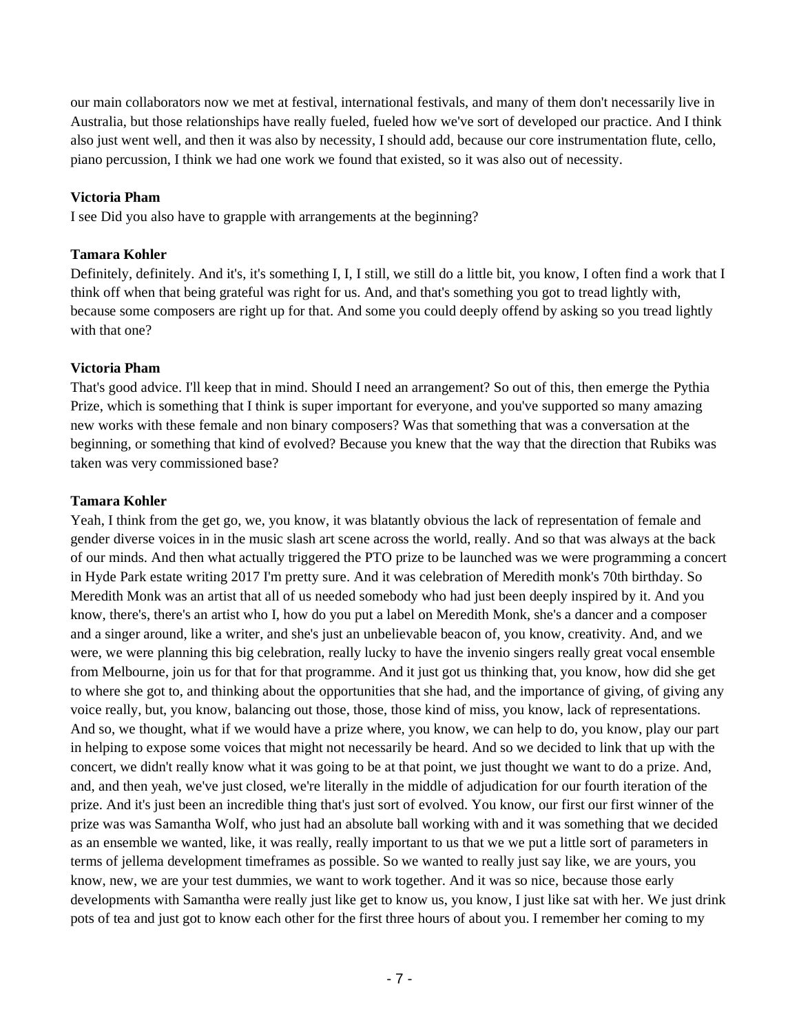our main collaborators now we met at festival, international festivals, and many of them don't necessarily live in Australia, but those relationships have really fueled, fueled how we've sort of developed our practice. And I think also just went well, and then it was also by necessity, I should add, because our core instrumentation flute, cello, piano percussion, I think we had one work we found that existed, so it was also out of necessity.

**Victoria Pham**
I see Did you also have to grapple with arrangements at the beginning?

**Tamara Kohler**
Definitely, definitely. And it's, it's something I, I, I still, we still do a little bit, you know, I often find a work that I think off when that being grateful was right for us. And, and that's something you got to tread lightly with, because some composers are right up for that. And some you could deeply offend by asking so you tread lightly with that one?

**Victoria Pham**
That's good advice. I'll keep that in mind. Should I need an arrangement? So out of this, then emerge the Pythia Prize, which is something that I think is super important for everyone, and you've supported so many amazing new works with these female and non binary composers? Was that something that was a conversation at the beginning, or something that kind of evolved? Because you knew that the way that the direction that Rubiks was taken was very commissioned base?

**Tamara Kohler**
Yeah, I think from the get go, we, you know, it was blatantly obvious the lack of representation of female and gender diverse voices in in the music slash art scene across the world, really. And so that was always at the back of our minds. And then what actually triggered the PTO prize to be launched was we were programming a concert in Hyde Park estate writing 2017 I'm pretty sure. And it was celebration of Meredith monk's 70th birthday. So Meredith Monk was an artist that all of us needed somebody who had just been deeply inspired by it. And you know, there's, there's an artist who I, how do you put a label on Meredith Monk, she's a dancer and a composer and a singer around, like a writer, and she's just an unbelievable beacon of, you know, creativity. And, and we were, we were planning this big celebration, really lucky to have the invenio singers really great vocal ensemble from Melbourne, join us for that for that programme. And it just got us thinking that, you know, how did she get to where she got to, and thinking about the opportunities that she had, and the importance of giving, of giving any voice really, but, you know, balancing out those, those, those kind of miss, you know, lack of representations. And so, we thought, what if we would have a prize where, you know, we can help to do, you know, play our part in helping to expose some voices that might not necessarily be heard. And so we decided to link that up with the concert, we didn't really know what it was going to be at that point, we just thought we want to do a prize. And, and, and then yeah, we've just closed, we're literally in the middle of adjudication for our fourth iteration of the prize. And it's just been an incredible thing that's just sort of evolved. You know, our first our first winner of the prize was was Samantha Wolf, who just had an absolute ball working with and it was something that we decided as an ensemble we wanted, like, it was really, really important to us that we we put a little sort of parameters in terms of jellema development timeframes as possible. So we wanted to really just say like, we are yours, you know, new, we are your test dummies, we want to work together. And it was so nice, because those early developments with Samantha were really just like get to know us, you know, I just like sat with her. We just drink pots of tea and just got to know each other for the first three hours of about you. I remember her coming to my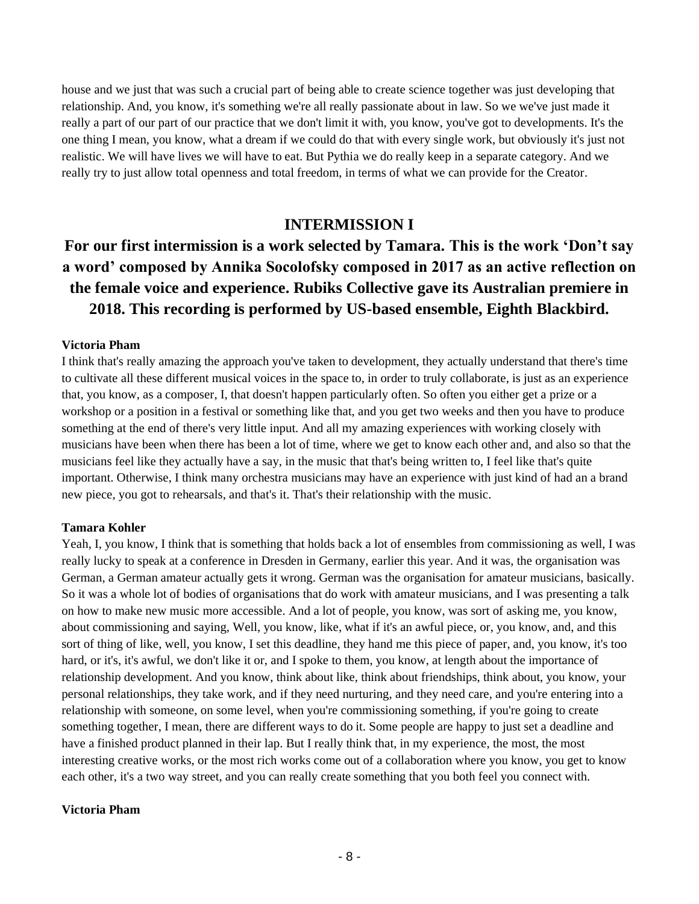house and we just that was such a crucial part of being able to create science together was just developing that relationship. And, you know, it's something we're all really passionate about in law. So we we've just made it really a part of our part of our practice that we don't limit it with, you know, you've got to developments. It's the one thing I mean, you know, what a dream if we could do that with every single work, but obviously it's just not realistic. We will have lives we will have to eat. But Pythia we do really keep in a separate category. And we really try to just allow total openness and total freedom, in terms of what we can provide for the Creator.

## INTERMISSION I

### For our first intermission is a work selected by Tamara. This is the work 'Don't say a word' composed by Annika Socolofsky composed in 2017 as an active reflection on the female voice and experience. Rubiks Collective gave its Australian premiere in 2018. This recording is performed by US-based ensemble, Eighth Blackbird.

**Victoria Pham**
I think that's really amazing the approach you've taken to development, they actually understand that there's time to cultivate all these different musical voices in the space to, in order to truly collaborate, is just as an experience that, you know, as a composer, I, that doesn't happen particularly often. So often you either get a prize or a workshop or a position in a festival or something like that, and you get two weeks and then you have to produce something at the end of there's very little input. And all my amazing experiences with working closely with musicians have been when there has been a lot of time, where we get to know each other and, and also so that the musicians feel like they actually have a say, in the music that that's being written to, I feel like that's quite important. Otherwise, I think many orchestra musicians may have an experience with just kind of had an a brand new piece, you got to rehearsals, and that's it. That's their relationship with the music.

**Tamara Kohler**
Yeah, I, you know, I think that is something that holds back a lot of ensembles from commissioning as well, I was really lucky to speak at a conference in Dresden in Germany, earlier this year. And it was, the organisation was German, a German amateur actually gets it wrong. German was the organisation for amateur musicians, basically. So it was a whole lot of bodies of organisations that do work with amateur musicians, and I was presenting a talk on how to make new music more accessible. And a lot of people, you know, was sort of asking me, you know, about commissioning and saying, Well, you know, like, what if it's an awful piece, or, you know, and, and this sort of thing of like, well, you know, I set this deadline, they hand me this piece of paper, and, you know, it's too hard, or it's, it's awful, we don't like it or, and I spoke to them, you know, at length about the importance of relationship development. And you know, think about like, think about friendships, think about, you know, your personal relationships, they take work, and if they need nurturing, and they need care, and you're entering into a relationship with someone, on some level, when you're commissioning something, if you're going to create something together, I mean, there are different ways to do it. Some people are happy to just set a deadline and have a finished product planned in their lap. But I really think that, in my experience, the most, the most interesting creative works, or the most rich works come out of a collaboration where you know, you get to know each other, it's a two way street, and you can really create something that you both feel you connect with.

**Victoria Pham**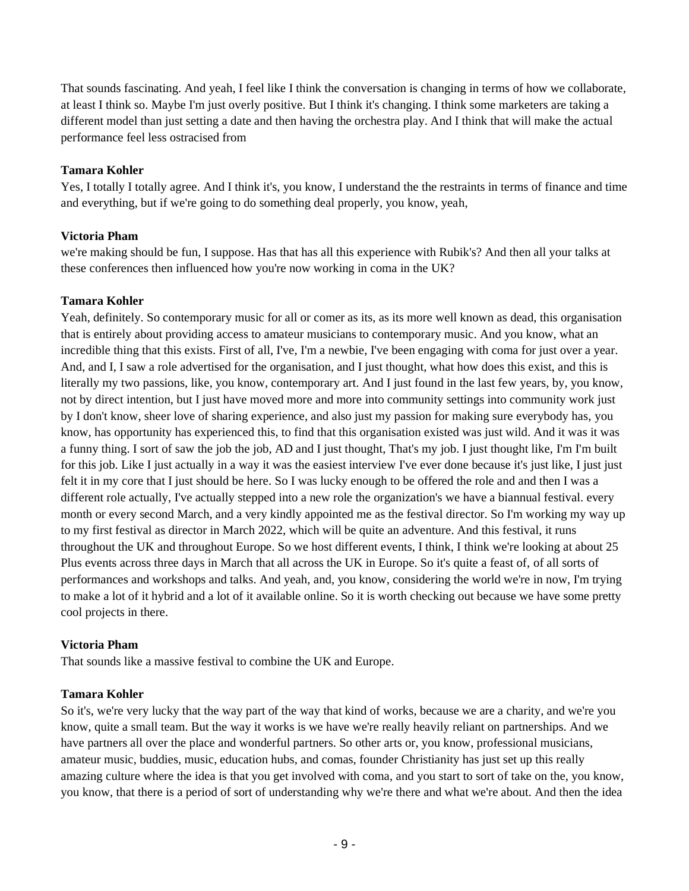That sounds fascinating. And yeah, I feel like I think the conversation is changing in terms of how we collaborate, at least I think so. Maybe I'm just overly positive. But I think it's changing. I think some marketers are taking a different model than just setting a date and then having the orchestra play. And I think that will make the actual performance feel less ostracised from

**Tamara Kohler**

Yes, I totally I totally agree. And I think it's, you know, I understand the the restraints in terms of finance and time and everything, but if we're going to do something deal properly, you know, yeah,

**Victoria Pham**

we're making should be fun, I suppose. Has that has all this experience with Rubik's? And then all your talks at these conferences then influenced how you're now working in coma in the UK?

**Tamara Kohler**

Yeah, definitely. So contemporary music for all or comer as its, as its more well known as dead, this organisation that is entirely about providing access to amateur musicians to contemporary music. And you know, what an incredible thing that this exists. First of all, I've, I'm a newbie, I've been engaging with coma for just over a year. And, and I, I saw a role advertised for the organisation, and I just thought, what how does this exist, and this is literally my two passions, like, you know, contemporary art. And I just found in the last few years, by, you know, not by direct intention, but I just have moved more and more into community settings into community work just by I don't know, sheer love of sharing experience, and also just my passion for making sure everybody has, you know, has opportunity has experienced this, to find that this organisation existed was just wild. And it was it was a funny thing. I sort of saw the job the job, AD and I just thought, That's my job. I just thought like, I'm I'm built for this job. Like I just actually in a way it was the easiest interview I've ever done because it's just like, I just just felt it in my core that I just should be here. So I was lucky enough to be offered the role and and then I was a different role actually, I've actually stepped into a new role the organization's we have a biannual festival. every month or every second March, and a very kindly appointed me as the festival director. So I'm working my way up to my first festival as director in March 2022, which will be quite an adventure. And this festival, it runs throughout the UK and throughout Europe. So we host different events, I think, I think we're looking at about 25 Plus events across three days in March that all across the UK in Europe. So it's quite a feast of, of all sorts of performances and workshops and talks. And yeah, and, you know, considering the world we're in now, I'm trying to make a lot of it hybrid and a lot of it available online. So it is worth checking out because we have some pretty cool projects in there.

**Victoria Pham**

That sounds like a massive festival to combine the UK and Europe.

**Tamara Kohler**

So it's, we're very lucky that the way part of the way that kind of works, because we are a charity, and we're you know, quite a small team. But the way it works is we have we're really heavily reliant on partnerships. And we have partners all over the place and wonderful partners. So other arts or, you know, professional musicians, amateur music, buddies, music, education hubs, and comas, founder Christianity has just set up this really amazing culture where the idea is that you get involved with coma, and you start to sort of take on the, you know, you know, that there is a period of sort of understanding why we're there and what we're about. And then the idea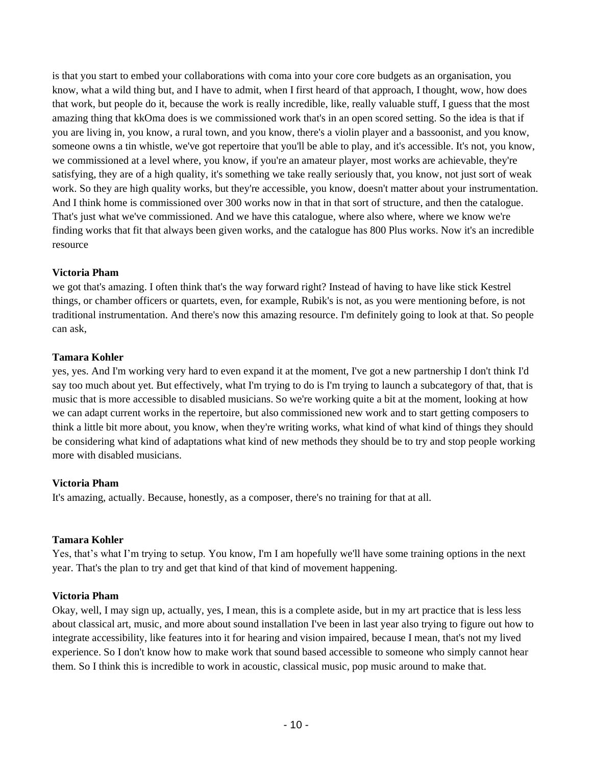is that you start to embed your collaborations with coma into your core core budgets as an organisation, you know, what a wild thing but, and I have to admit, when I first heard of that approach, I thought, wow, how does that work, but people do it, because the work is really incredible, like, really valuable stuff, I guess that the most amazing thing that kkOma does is we commissioned work that's in an open scored setting. So the idea is that if you are living in, you know, a rural town, and you know, there's a violin player and a bassoonist, and you know, someone owns a tin whistle, we've got repertoire that you'll be able to play, and it's accessible. It's not, you know, we commissioned at a level where, you know, if you're an amateur player, most works are achievable, they're satisfying, they are of a high quality, it's something we take really seriously that, you know, not just sort of weak work. So they are high quality works, but they're accessible, you know, doesn't matter about your instrumentation. And I think home is commissioned over 300 works now in that in that sort of structure, and then the catalogue. That's just what we've commissioned. And we have this catalogue, where also where, where we know we're finding works that fit that always been given works, and the catalogue has 800 Plus works. Now it's an incredible resource

**Victoria Pham**
we got that's amazing. I often think that's the way forward right? Instead of having to have like stick Kestrel things, or chamber officers or quartets, even, for example, Rubik's is not, as you were mentioning before, is not traditional instrumentation. And there's now this amazing resource. I'm definitely going to look at that. So people can ask,

**Tamara Kohler**
yes, yes. And I'm working very hard to even expand it at the moment, I've got a new partnership I don't think I'd say too much about yet. But effectively, what I'm trying to do is I'm trying to launch a subcategory of that, that is music that is more accessible to disabled musicians. So we're working quite a bit at the moment, looking at how we can adapt current works in the repertoire, but also commissioned new work and to start getting composers to think a little bit more about, you know, when they're writing works, what kind of what kind of things they should be considering what kind of adaptations what kind of new methods they should be to try and stop people working more with disabled musicians.

**Victoria Pham**
It's amazing, actually. Because, honestly, as a composer, there's no training for that at all.

**Tamara Kohler**
Yes, that's what I'm trying to setup. You know, I'm I am hopefully we'll have some training options in the next year. That's the plan to try and get that kind of that kind of movement happening.

**Victoria Pham**
Okay, well, I may sign up, actually, yes, I mean, this is a complete aside, but in my art practice that is less less about classical art, music, and more about sound installation I've been in last year also trying to figure out how to integrate accessibility, like features into it for hearing and vision impaired, because I mean, that's not my lived experience. So I don't know how to make work that sound based accessible to someone who simply cannot hear them. So I think this is incredible to work in acoustic, classical music, pop music around to make that.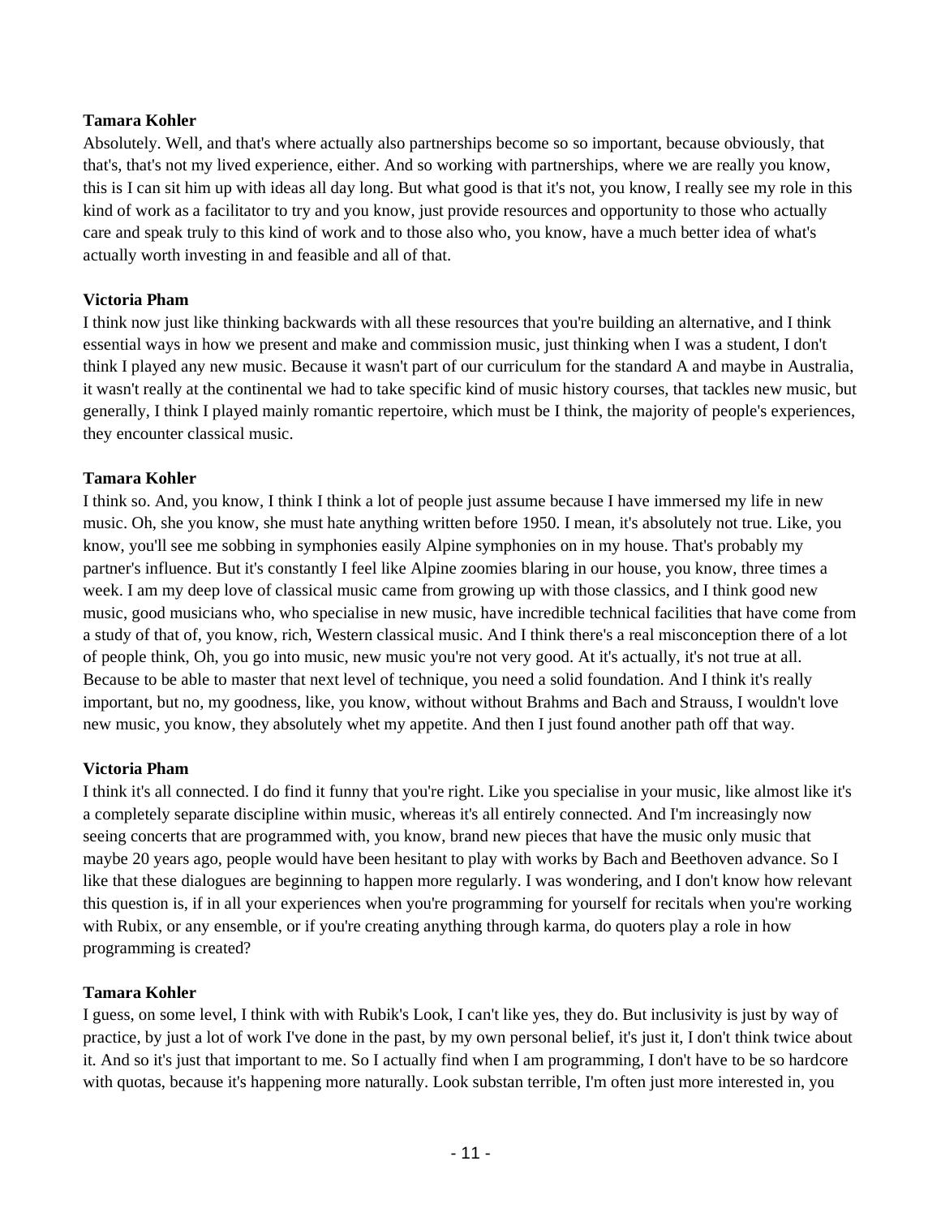**Tamara Kohler**
Absolutely. Well, and that's where actually also partnerships become so so important, because obviously, that that's, that's, that's not my lived experience, either. And so working with partnerships, where we are really you know, this is I can sit him up with ideas all day long. But what good is that it's not, you know, I really see my role in this kind of work as a facilitator to try and you know, just provide resources and opportunity to those who actually care and speak truly to this kind of work and to those also who, you know, have a much better idea of what's actually worth investing in and feasible and all of that.

**Victoria Pham**
I think now just like thinking backwards with all these resources that you're building an alternative, and I think essential ways in how we present and make and commission music, just thinking when I was a student, I don't think I played any new music. Because it wasn't part of our curriculum for the standard A and maybe in Australia, it wasn't really at the continental we had to take specific kind of music history courses, that tackles new music, but generally, I think I played mainly romantic repertoire, which must be I think, the majority of people's experiences, they encounter classical music.

**Tamara Kohler**
I think so. And, you know, I think I think a lot of people just assume because I have immersed my life in new music. Oh, she you know, she must hate anything written before 1950. I mean, it's absolutely not true. Like, you know, you'll see me sobbing in symphonies easily Alpine symphonies on in my house. That's probably my partner's influence. But it's constantly I feel like Alpine zoomies blaring in our house, you know, three times a week. I am my deep love of classical music came from growing up with those classics, and I think good new music, good musicians who, who specialise in new music, have incredible technical facilities that have come from a study of that of, you know, rich, Western classical music. And I think there's a real misconception there of a lot of people think, Oh, you go into music, new music you're not very good. At it's actually, it's not true at all. Because to be able to master that next level of technique, you need a solid foundation. And I think it's really important, but no, my goodness, like, you know, without without Brahms and Bach and Strauss, I wouldn't love new music, you know, they absolutely whet my appetite. And then I just found another path off that way.

**Victoria Pham**
I think it's all connected. I do find it funny that you're right. Like you specialise in your music, like almost like it's a completely separate discipline within music, whereas it's all entirely connected. And I'm increasingly now seeing concerts that are programmed with, you know, brand new pieces that have the music only music that maybe 20 years ago, people would have been hesitant to play with works by Bach and Beethoven advance. So I like that these dialogues are beginning to happen more regularly. I was wondering, and I don't know how relevant this question is, if in all your experiences when you're programming for yourself for recitals when you're working with Rubix, or any ensemble, or if you're creating anything through karma, do quoters play a role in how programming is created?

**Tamara Kohler**
I guess, on some level, I think with with Rubik's Look, I can't like yes, they do. But inclusivity is just by way of practice, by just a lot of work I've done in the past, by my own personal belief, it's just it, I don't think twice about it. And so it's just that important to me. So I actually find when I am programming, I don't have to be so hardcore with quotas, because it's happening more naturally. Look substan terrible, I'm often just more interested in, you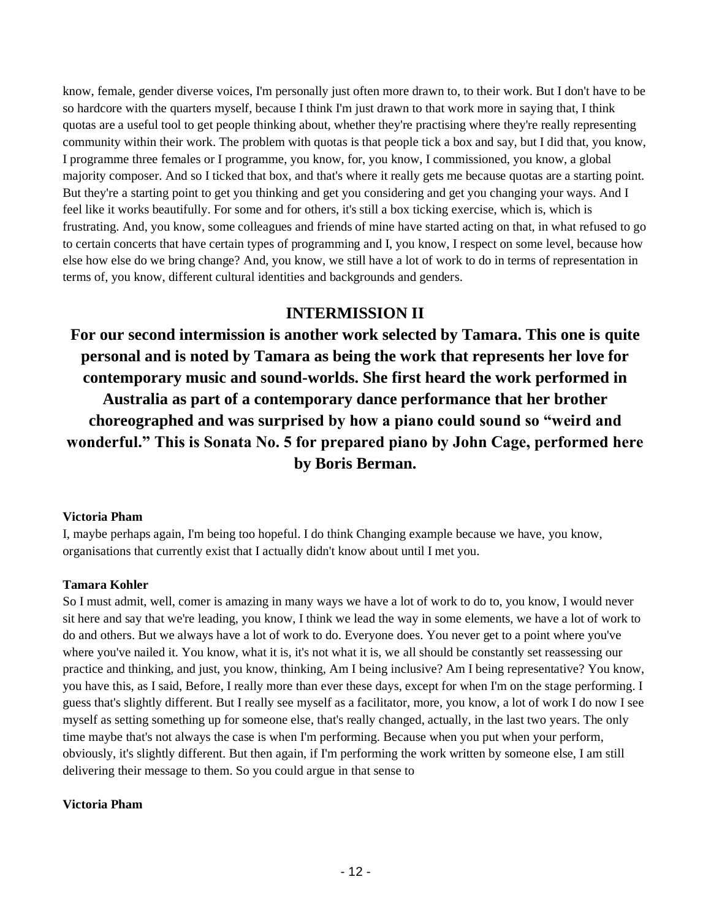know, female, gender diverse voices, I'm personally just often more drawn to, to their work. But I don't have to be so hardcore with the quarters myself, because I think I'm just drawn to that work more in saying that, I think quotas are a useful tool to get people thinking about, whether they're practising where they're really representing community within their work. The problem with quotas is that people tick a box and say, but I did that, you know, I programme three females or I programme, you know, for, you know, I commissioned, you know, a global majority composer. And so I ticked that box, and that's where it really gets me because quotas are a starting point. But they're a starting point to get you thinking and get you considering and get you changing your ways. And I feel like it works beautifully. For some and for others, it's still a box ticking exercise, which is, which is frustrating. And, you know, some colleagues and friends of mine have started acting on that, in what refused to go to certain concerts that have certain types of programming and I, you know, I respect on some level, because how else how else do we bring change? And, you know, we still have a lot of work to do in terms of representation in terms of, you know, different cultural identities and backgrounds and genders.

## INTERMISSION II

**For our second intermission is another work selected by Tamara. This one is quite personal and is noted by Tamara as being the work that represents her love for contemporary music and sound-worlds. She first heard the work performed in Australia as part of a contemporary dance performance that her brother choreographed and was surprised by how a piano could sound so "weird and wonderful." This is Sonata No. 5 for prepared piano by John Cage, performed here by Boris Berman.**

**Victoria Pham**
I, maybe perhaps again, I'm being too hopeful. I do think Changing example because we have, you know, organisations that currently exist that I actually didn't know about until I met you.

**Tamara Kohler**
So I must admit, well, comer is amazing in many ways we have a lot of work to do to, you know, I would never sit here and say that we're leading, you know, I think we lead the way in some elements, we have a lot of work to do and others. But we always have a lot of work to do. Everyone does. You never get to a point where you've where you've nailed it. You know, what it is, it's not what it is, we all should be constantly set reassessing our practice and thinking, and just, you know, thinking, Am I being inclusive? Am I being representative? You know, you have this, as I said, Before, I really more than ever these days, except for when I'm on the stage performing. I guess that's slightly different. But I really see myself as a facilitator, more, you know, a lot of work I do now I see myself as setting something up for someone else, that's really changed, actually, in the last two years. The only time maybe that's not always the case is when I'm performing. Because when you put when your perform, obviously, it's slightly different. But then again, if I'm performing the work written by someone else, I am still delivering their message to them. So you could argue in that sense to

**Victoria Pham**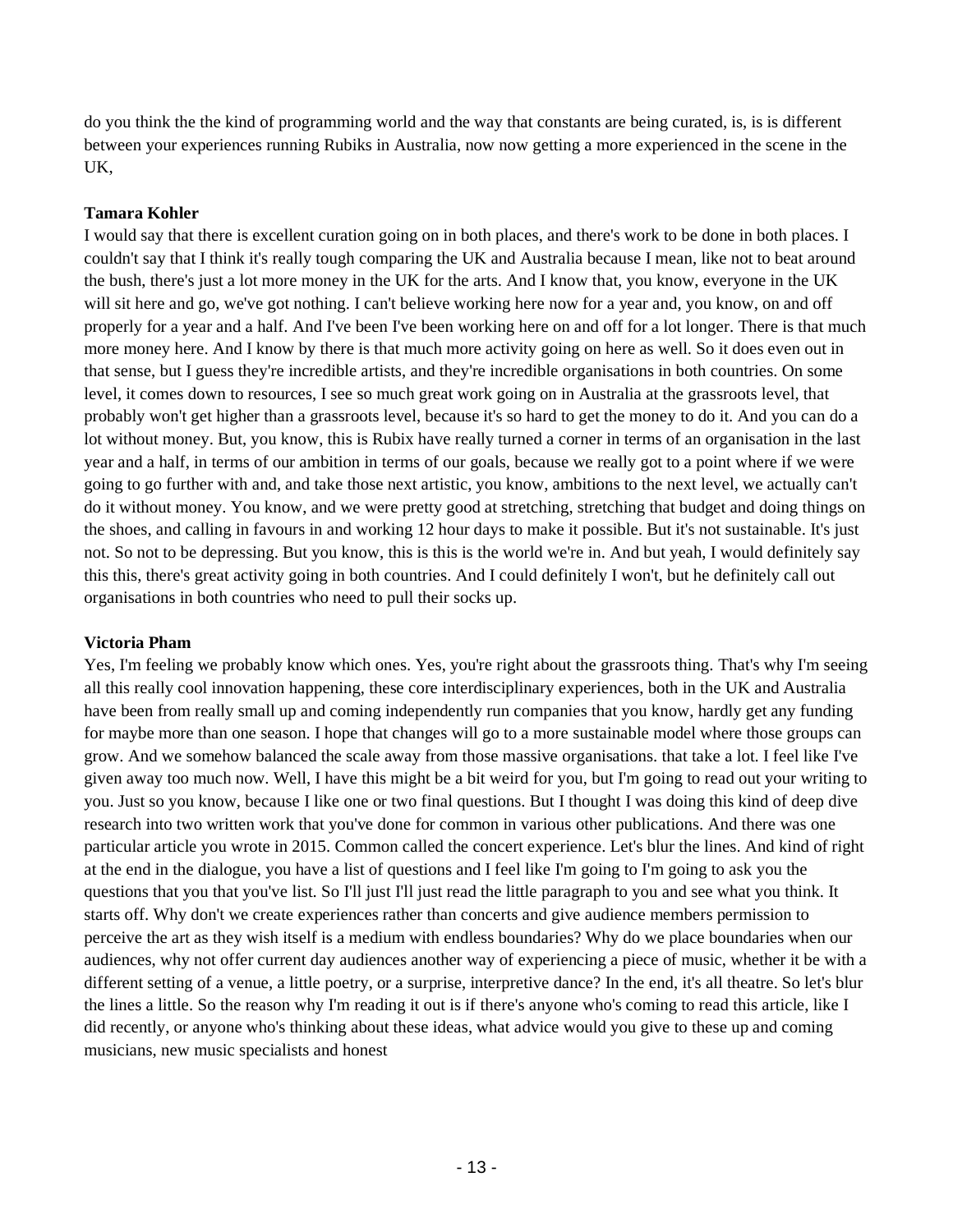do you think the the kind of programming world and the way that constants are being curated, is, is is different between your experiences running Rubiks in Australia, now now getting a more experienced in the scene in the UK,

**Tamara Kohler**
I would say that there is excellent curation going on in both places, and there's work to be done in both places. I couldn't say that I think it's really tough comparing the UK and Australia because I mean, like not to beat around the bush, there's just a lot more money in the UK for the arts. And I know that, you know, everyone in the UK will sit here and go, we've got nothing. I can't believe working here now for a year and, you know, on and off properly for a year and a half. And I've been I've been working here on and off for a lot longer. There is that much more money here. And I know by there is that much more activity going on here as well. So it does even out in that sense, but I guess they're incredible artists, and they're incredible organisations in both countries. On some level, it comes down to resources, I see so much great work going on in Australia at the grassroots level, that probably won't get higher than a grassroots level, because it's so hard to get the money to do it. And you can do a lot without money. But, you know, this is Rubix have really turned a corner in terms of an organisation in the last year and a half, in terms of our ambition in terms of our goals, because we really got to a point where if we were going to go further with and, and take those next artistic, you know, ambitions to the next level, we actually can't do it without money. You know, and we were pretty good at stretching, stretching that budget and doing things on the shoes, and calling in favours in and working 12 hour days to make it possible. But it's not sustainable. It's just not. So not to be depressing. But you know, this is this is the world we're in. And but yeah, I would definitely say this this, there's great activity going in both countries. And I could definitely I won't, but he definitely call out organisations in both countries who need to pull their socks up.

**Victoria Pham**
Yes, I'm feeling we probably know which ones. Yes, you're right about the grassroots thing. That's why I'm seeing all this really cool innovation happening, these core interdisciplinary experiences, both in the UK and Australia have been from really small up and coming independently run companies that you know, hardly get any funding for maybe more than one season. I hope that changes will go to a more sustainable model where those groups can grow. And we somehow balanced the scale away from those massive organisations. that take a lot. I feel like I've given away too much now. Well, I have this might be a bit weird for you, but I'm going to read out your writing to you. Just so you know, because I like one or two final questions. But I thought I was doing this kind of deep dive research into two written work that you've done for common in various other publications. And there was one particular article you wrote in 2015. Common called the concert experience. Let's blur the lines. And kind of right at the end in the dialogue, you have a list of questions and I feel like I'm going to I'm going to ask you the questions that you that you've list. So I'll just I'll just read the little paragraph to you and see what you think. It starts off. Why don't we create experiences rather than concerts and give audience members permission to perceive the art as they wish itself is a medium with endless boundaries? Why do we place boundaries when our audiences, why not offer current day audiences another way of experiencing a piece of music, whether it be with a different setting of a venue, a little poetry, or a surprise, interpretive dance? In the end, it's all theatre. So let's blur the lines a little. So the reason why I'm reading it out is if there's anyone who's coming to read this article, like I did recently, or anyone who's thinking about these ideas, what advice would you give to these up and coming musicians, new music specialists and honest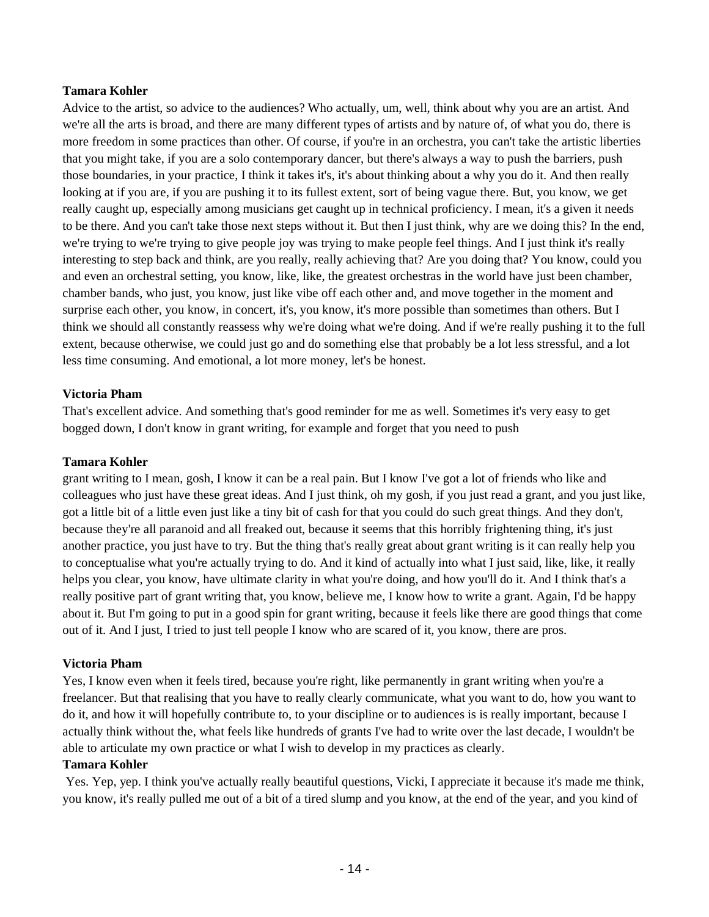**Tamara Kohler**

Advice to the artist, so advice to the audiences? Who actually, um, well, think about why you are an artist. And we're all the arts is broad, and there are many different types of artists and by nature of, of what you do, there is more freedom in some practices than other. Of course, if you're in an orchestra, you can't take the artistic liberties that you might take, if you are a solo contemporary dancer, but there's always a way to push the barriers, push those boundaries, in your practice, I think it takes it's, it's about thinking about a why you do it. And then really looking at if you are, if you are pushing it to its fullest extent, sort of being vague there. But, you know, we get really caught up, especially among musicians get caught up in technical proficiency. I mean, it's a given it needs to be there. And you can't take those next steps without it. But then I just think, why are we doing this? In the end, we're trying to we're trying to give people joy was trying to make people feel things. And I just think it's really interesting to step back and think, are you really, really achieving that? Are you doing that? You know, could you and even an orchestral setting, you know, like, like, the greatest orchestras in the world have just been chamber, chamber bands, who just, you know, just like vibe off each other and, and move together in the moment and surprise each other, you know, in concert, it's, you know, it's more possible than sometimes than others. But I think we should all constantly reassess why we're doing what we're doing. And if we're really pushing it to the full extent, because otherwise, we could just go and do something else that probably be a lot less stressful, and a lot less time consuming. And emotional, a lot more money, let's be honest.

**Victoria Pham**

That's excellent advice. And something that's good reminder for me as well. Sometimes it's very easy to get bogged down, I don't know in grant writing, for example and forget that you need to push

**Tamara Kohler**

grant writing to I mean, gosh, I know it can be a real pain. But I know I've got a lot of friends who like and colleagues who just have these great ideas. And I just think, oh my gosh, if you just read a grant, and you just like, got a little bit of a little even just like a tiny bit of cash for that you could do such great things. And they don't, because they're all paranoid and all freaked out, because it seems that this horribly frightening thing, it's just another practice, you just have to try. But the thing that's really great about grant writing is it can really help you to conceptualise what you're actually trying to do. And it kind of actually into what I just said, like, like, it really helps you clear, you know, have ultimate clarity in what you're doing, and how you'll do it. And I think that's a really positive part of grant writing that, you know, believe me, I know how to write a grant. Again, I'd be happy about it. But I'm going to put in a good spin for grant writing, because it feels like there are good things that come out of it. And I just, I tried to just tell people I know who are scared of it, you know, there are pros.

**Victoria Pham**

Yes, I know even when it feels tired, because you're right, like permanently in grant writing when you're a freelancer. But that realising that you have to really clearly communicate, what you want to do, how you want to do it, and how it will hopefully contribute to, to your discipline or to audiences is is really important, because I actually think without the, what feels like hundreds of grants I've had to write over the last decade, I wouldn't be able to articulate my own practice or what I wish to develop in my practices as clearly.

**Tamara Kohler**

Yes. Yep, yep. I think you've actually really beautiful questions, Vicki, I appreciate it because it's made me think, you know, it's really pulled me out of a bit of a tired slump and you know, at the end of the year, and you kind of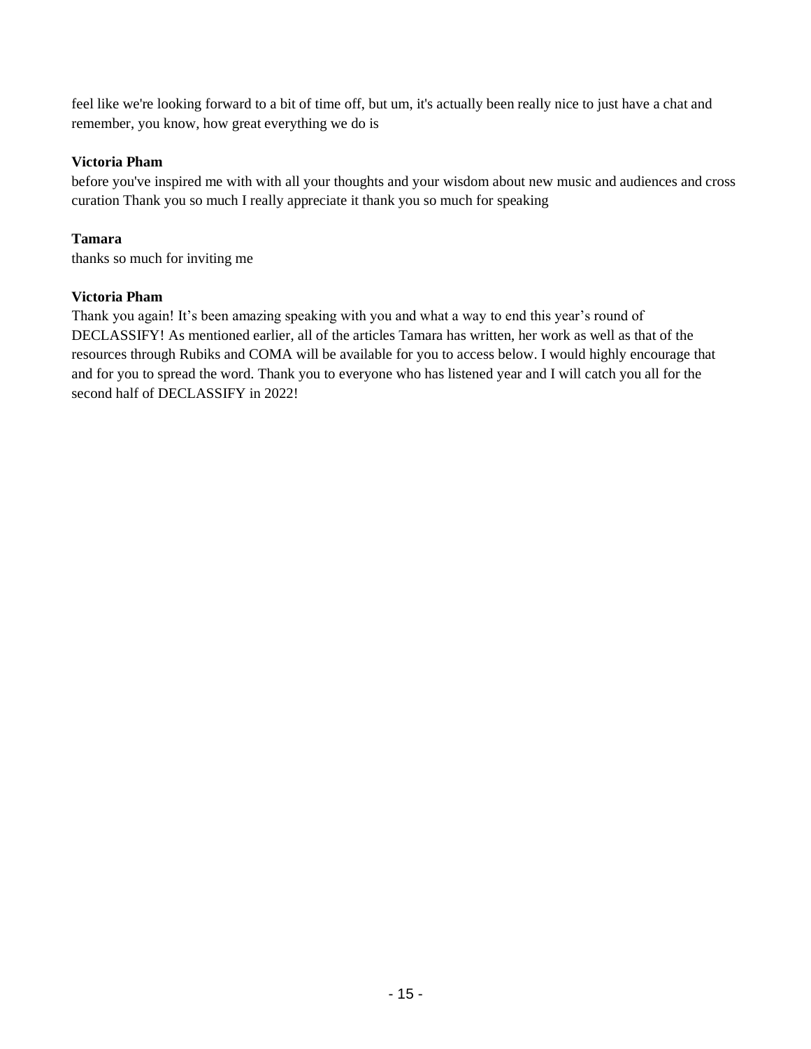feel like we're looking forward to a bit of time off, but um, it's actually been really nice to just have a chat and remember, you know, how great everything we do is

**Victoria Pham**
before you've inspired me with with all your thoughts and your wisdom about new music and audiences and cross curation Thank you so much I really appreciate it thank you so much for speaking

**Tamara**
thanks so much for inviting me

**Victoria Pham**
Thank you again! It's been amazing speaking with you and what a way to end this year's round of DECLASSIFY! As mentioned earlier, all of the articles Tamara has written, her work as well as that of the resources through Rubiks and COMA will be available for you to access below. I would highly encourage that and for you to spread the word. Thank you to everyone who has listened year and I will catch you all for the second half of DECLASSIFY in 2022!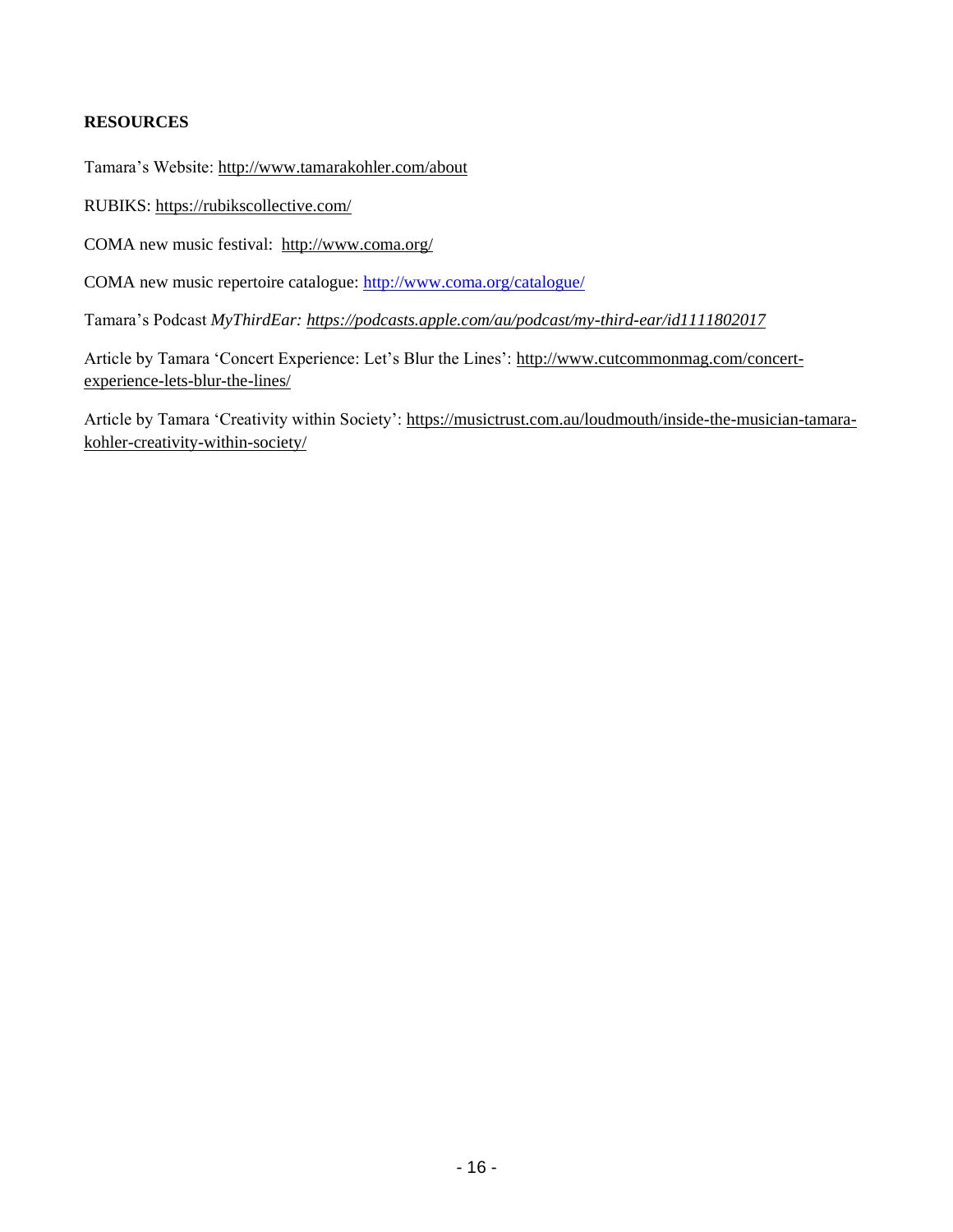**RESOURCES**

Tamara's Website: http://www.tamarakohler.com/about

RUBIKS: https://rubikscollective.com/

COMA new music festival: http://www.coma.org/

COMA new music repertoire catalogue: http://www.coma.org/catalogue/

Tamara's Podcast *MyThirdEar: https://podcasts.apple.com/au/podcast/my-third-ear/id1111802017*

Article by Tamara 'Concert Experience: Let's Blur the Lines': http://www.cutcommonmag.com/concert-experience-lets-blur-the-lines/

Article by Tamara 'Creativity within Society': https://musictrust.com.au/loudmouth/inside-the-musician-tamara-kohler-creativity-within-society/